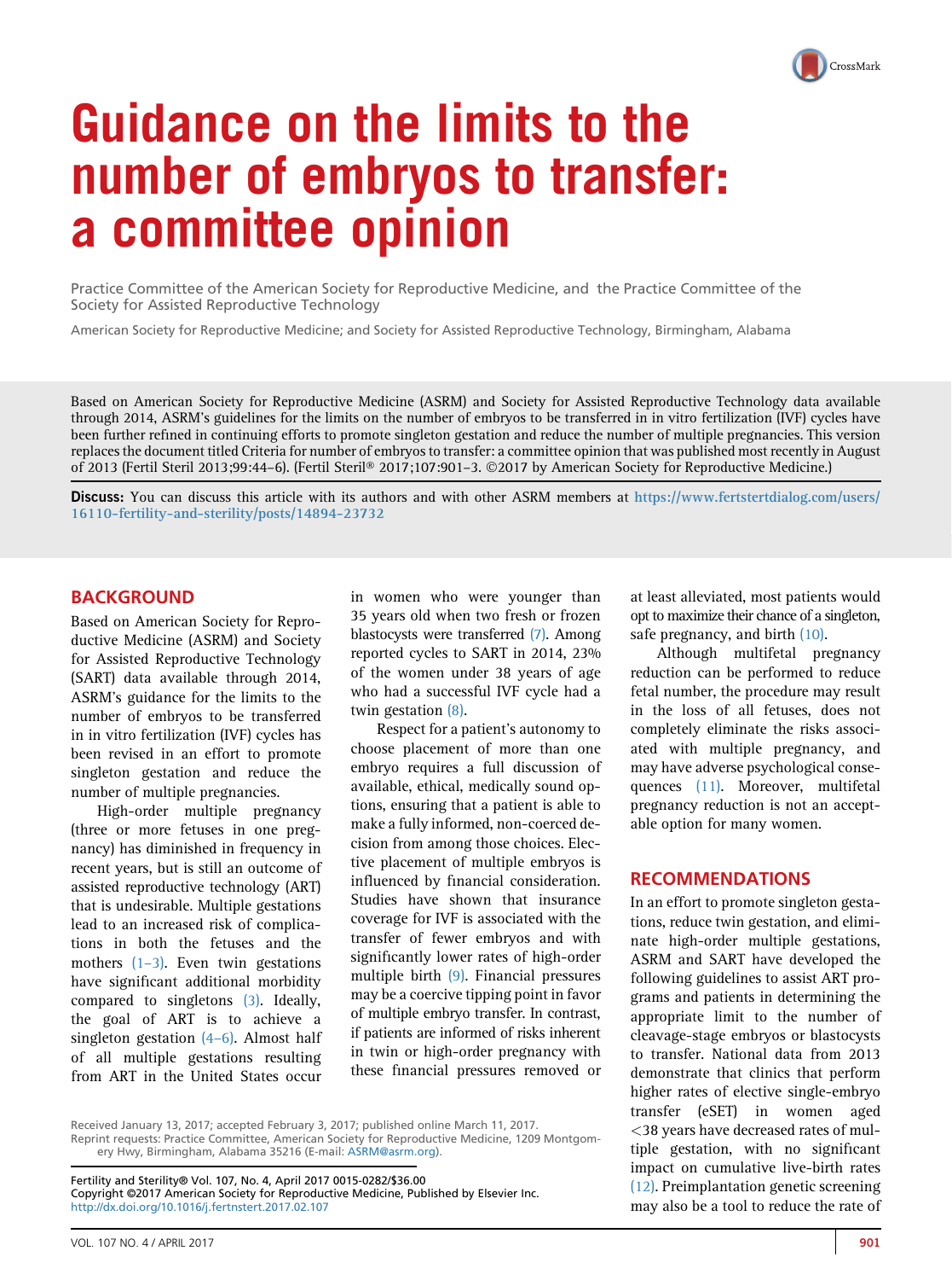# Guidance on the limits to the number of embryos to transfer: a committee opinion

Practice Committee of the American Society for Reproductive Medicine, and the Practice Committee of the Society for Assisted Reproductive Technology

American Society for Reproductive Medicine; and Society for Assisted Reproductive Technology, Birmingham, Alabama

Based on American Society for Reproductive Medicine (ASRM) and Society for Assisted Reproductive Technology data available through 2014, ASRM's guidelines for the limits on the number of embryos to be transferred in in vitro fertilization (IVF) cycles have been further refined in continuing efforts to promote singleton gestation and reduce the number of multiple pregnancies. This version replaces the document titled Criteria for number of embryos to transfer: a committee opinion that was published most recently in August of 2013 (Fertil Steril 2013;99:44–6). (Fertil Steril® 2017;107:901–3. ©2017 by American Society for Reproductive Medicine.)

**Discuss:** You can discuss this article with its authors and with other ASRM members at https://www.fertstertdialog.com/users/16110-fertility-and-sterility/posts/14894-23732

## BACKGROUND

Based on American Society for Reproductive Medicine (ASRM) and Society for Assisted Reproductive Technology (SART) data available through 2014, ASRM's guidance for the limits to the number of embryos to be transferred in in vitro fertilization (IVF) cycles has been revised in an effort to promote singleton gestation and reduce the number of multiple pregnancies.

High-order multiple pregnancy (three or more fetuses in one pregnancy) has diminished in frequency in recent years, but is still an outcome of assisted reproductive technology (ART) that is undesirable. Multiple gestations lead to an increased risk of complications in both the fetuses and the mothers (1–3). Even twin gestations have significant additional morbidity compared to singletons (3). Ideally, the goal of ART is to achieve a singleton gestation (4–6). Almost half of all multiple gestations resulting from ART in the United States occur in women who were younger than 35 years old when two fresh or frozen blastocysts were transferred (7). Among reported cycles to SART in 2014, 23% of the women under 38 years of age who had a successful IVF cycle had a twin gestation (8).

Respect for a patient's autonomy to choose placement of more than one embryo requires a full discussion of available, ethical, medically sound options, ensuring that a patient is able to make a fully informed, non-coerced decision from among those choices. Elective placement of multiple embryos is influenced by financial consideration. Studies have shown that insurance coverage for IVF is associated with the transfer of fewer embryos and with significantly lower rates of high-order multiple birth (9). Financial pressures may be a coercive tipping point in favor of multiple embryo transfer. In contrast, if patients are informed of risks inherent in twin or high-order pregnancy with these financial pressures removed or at least alleviated, most patients would opt to maximize their chance of a singleton, safe pregnancy, and birth (10).

Although multifetal pregnancy reduction can be performed to reduce fetal number, the procedure may result in the loss of all fetuses, does not completely eliminate the risks associated with multiple pregnancy, and may have adverse psychological consequences (11). Moreover, multifetal pregnancy reduction is not an acceptable option for many women.

## RECOMMENDATIONS

In an effort to promote singleton gestations, reduce twin gestation, and eliminate high-order multiple gestations, ASRM and SART have developed the following guidelines to assist ART programs and patients in determining the appropriate limit to the number of cleavage-stage embryos or blastocysts to transfer. National data from 2013 demonstrate that clinics that perform higher rates of elective single-embryo transfer (eSET) in women aged <38 years have decreased rates of multiple gestation, with no significant impact on cumulative live-birth rates (12). Preimplantation genetic screening may also be a tool to reduce the rate of

Received January 13, 2017; accepted February 3, 2017; published online March 11, 2017.
Reprint requests: Practice Committee, American Society for Reproductive Medicine, 1209 Montgomery Hwy, Birmingham, Alabama 35216 (E-mail: ASRM@asrm.org).

Fertility and Sterility® Vol. 107, No. 4, April 2017 0015-0282/$36.00
Copyright ©2017 American Society for Reproductive Medicine, Published by Elsevier Inc.
http://dx.doi.org/10.1016/j.fertnstert.2017.02.107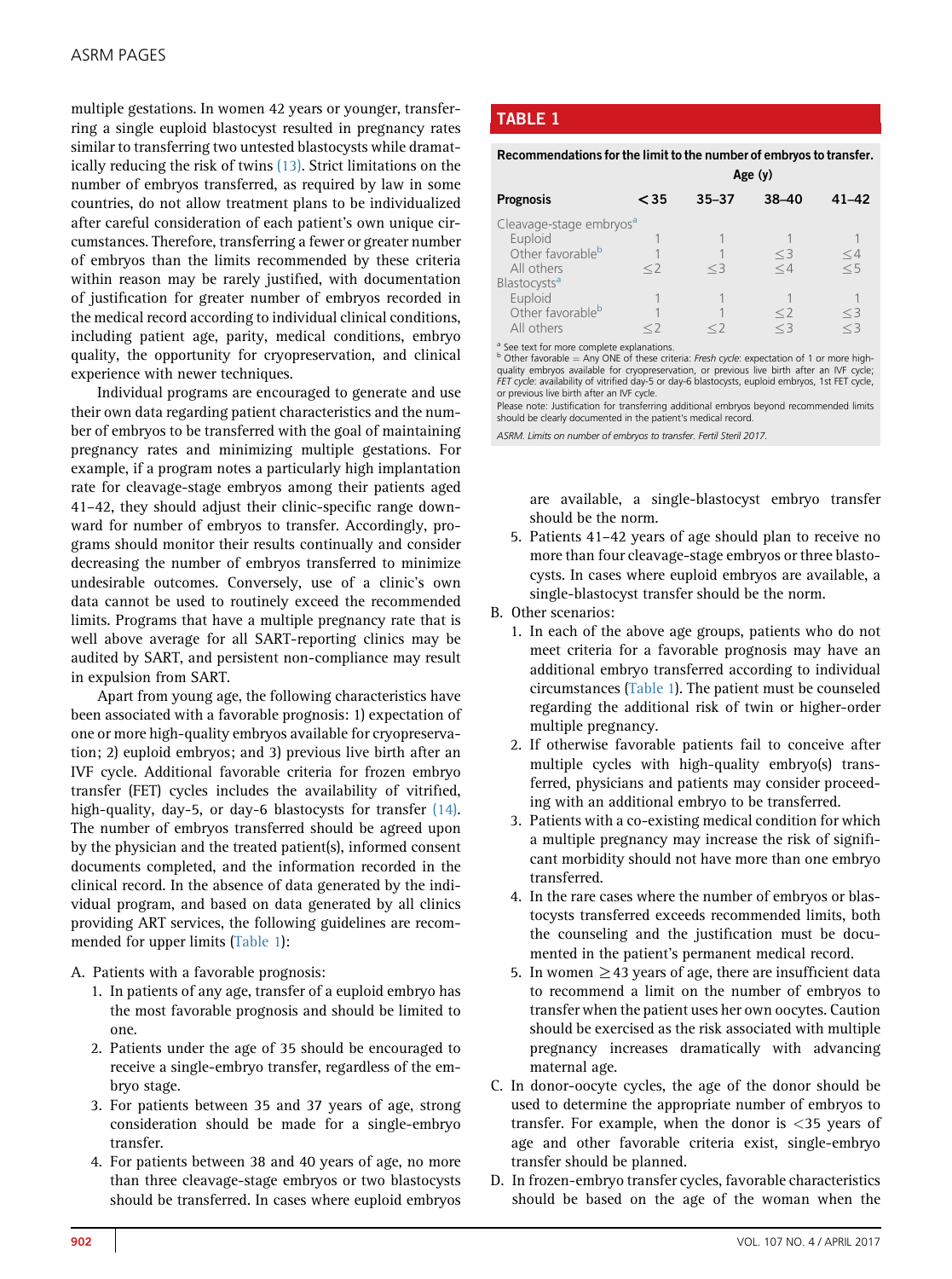multiple gestations. In women 42 years or younger, transferring a single euploid blastocyst resulted in pregnancy rates similar to transferring two untested blastocysts while dramatically reducing the risk of twins (13). Strict limitations on the number of embryos transferred, as required by law in some countries, do not allow treatment plans to be individualized after careful consideration of each patient's own unique circumstances. Therefore, transferring a fewer or greater number of embryos than the limits recommended by these criteria within reason may be rarely justified, with documentation of justification for greater number of embryos recorded in the medical record according to individual clinical conditions, including patient age, parity, medical conditions, embryo quality, the opportunity for cryopreservation, and clinical experience with newer techniques.

Individual programs are encouraged to generate and use their own data regarding patient characteristics and the number of embryos to be transferred with the goal of maintaining pregnancy rates and minimizing multiple gestations. For example, if a program notes a particularly high implantation rate for cleavage-stage embryos among their patients aged 41–42, they should adjust their clinic-specific range downward for number of embryos to transfer. Accordingly, programs should monitor their results continually and consider decreasing the number of embryos transferred to minimize undesirable outcomes. Conversely, use of a clinic's own data cannot be used to routinely exceed the recommended limits. Programs that have a multiple pregnancy rate that is well above average for all SART-reporting clinics may be audited by SART, and persistent non-compliance may result in expulsion from SART.

Apart from young age, the following characteristics have been associated with a favorable prognosis: 1) expectation of one or more high-quality embryos available for cryopreservation; 2) euploid embryos; and 3) previous live birth after an IVF cycle. Additional favorable criteria for frozen embryo transfer (FET) cycles includes the availability of vitrified, high-quality, day-5, or day-6 blastocysts for transfer (14). The number of embryos transferred should be agreed upon by the physician and the treated patient(s), informed consent documents completed, and the information recorded in the clinical record. In the absence of data generated by the individual program, and based on data generated by all clinics providing ART services, the following guidelines are recommended for upper limits (Table 1):

A. Patients with a favorable prognosis:
   1. In patients of any age, transfer of a euploid embryo has the most favorable prognosis and should be limited to one.
   2. Patients under the age of 35 should be encouraged to receive a single-embryo transfer, regardless of the embryo stage.
   3. For patients between 35 and 37 years of age, strong consideration should be made for a single-embryo transfer.
   4. For patients between 38 and 40 years of age, no more than three cleavage-stage embryos or two blastocysts should be transferred. In cases where euploid embryos are available, a single-blastocyst embryo transfer should be the norm.
   5. Patients 41–42 years of age should plan to receive no more than four cleavage-stage embryos or three blastocysts. In cases where euploid embryos are available, a single-blastocyst transfer should be the norm.
B. Other scenarios:
   1. In each of the above age groups, patients who do not meet criteria for a favorable prognosis may have an additional embryo transferred according to individual circumstances (Table 1). The patient must be counseled regarding the additional risk of twin or higher-order multiple pregnancy.
   2. If otherwise favorable patients fail to conceive after multiple cycles with high-quality embryo(s) transferred, physicians and patients may consider proceeding with an additional embryo to be transferred.
   3. Patients with a co-existing medical condition for which a multiple pregnancy may increase the risk of significant morbidity should not have more than one embryo transferred.
   4. In the rare cases where the number of embryos or blastocysts transferred exceeds recommended limits, both the counseling and the justification must be documented in the patient's permanent medical record.
   5. In women ≥43 years of age, there are insufficient data to recommend a limit on the number of embryos to transfer when the patient uses her own oocytes. Caution should be exercised as the risk associated with multiple pregnancy increases dramatically with advancing maternal age.
C. In donor-oocyte cycles, the age of the donor should be used to determine the appropriate number of embryos to transfer. For example, when the donor is <35 years of age and other favorable criteria exist, single-embryo transfer should be planned.
D. In frozen-embryo transfer cycles, favorable characteristics should be based on the age of the woman when the

**TABLE 1**

Recommendations for the limit to the number of embryos to transfer.

| Prognosis | Age (y) <35 | 35–37 | 38–40 | 41–42 |
| --- | --- | --- | --- | --- |
| Cleavage-stage embryos[a] | | | | |
| Euploid | 1 | 1 | 1 | 1 |
| Other favorable[b] | 1 | 1 | ≤3 | ≤4 |
| All others | ≤2 | ≤3 | ≤4 | ≤5 |
| Blastocysts[a] | | | | |
| Euploid | 1 | 1 | 1 | 1 |
| Other favorable[b] | 1 | 1 | ≤2 | ≤3 |
| All others | ≤2 | ≤2 | ≤3 | ≤3 |

[a] See text for more complete explanations.
[b] Other favorable = Any ONE of these criteria: *Fresh cycle*: expectation of 1 or more high-quality embryos available for cryopreservation, or previous live birth after an IVF cycle; *FET cycle*: availability of vitrified day-5 or day-6 blastocysts, euploid embryos, 1st FET cycle, or previous live birth after an IVF cycle.
Please note: Justification for transferring additional embryos beyond recommended limits should be clearly documented in the patient's medical record.

*ASRM. Limits on number of embryos to transfer. Fertil Steril 2017.*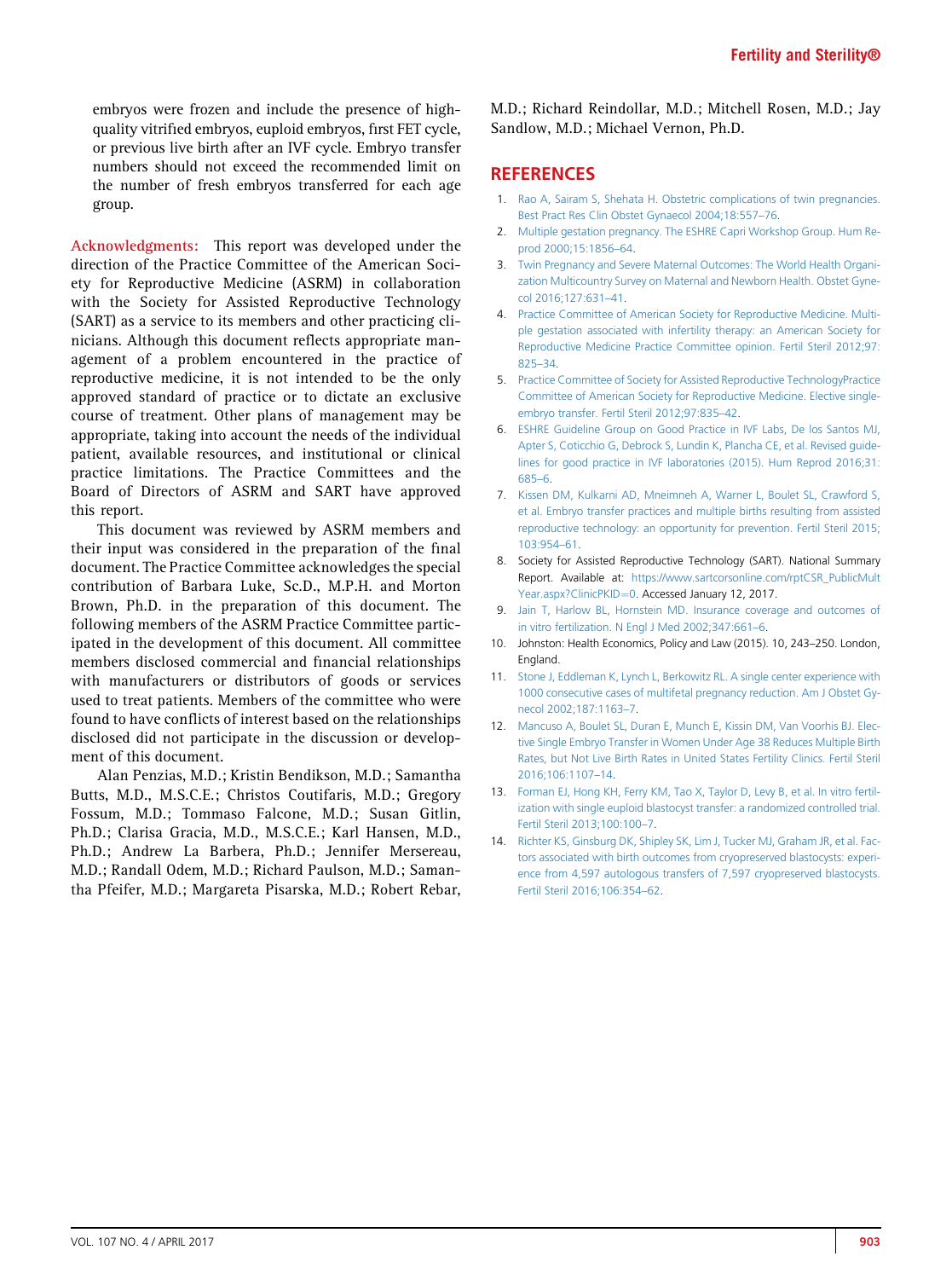embryos were frozen and include the presence of high-quality vitrified embryos, euploid embryos, first FET cycle, or previous live birth after an IVF cycle. Embryo transfer numbers should not exceed the recommended limit on the number of fresh embryos transferred for each age group.

**Acknowledgments:** This report was developed under the direction of the Practice Committee of the American Society for Reproductive Medicine (ASRM) in collaboration with the Society for Assisted Reproductive Technology (SART) as a service to its members and other practicing clinicians. Although this document reflects appropriate management of a problem encountered in the practice of reproductive medicine, it is not intended to be the only approved standard of practice or to dictate an exclusive course of treatment. Other plans of management may be appropriate, taking into account the needs of the individual patient, available resources, and institutional or clinical practice limitations. The Practice Committees and the Board of Directors of ASRM and SART have approved this report.

This document was reviewed by ASRM members and their input was considered in the preparation of the final document. The Practice Committee acknowledges the special contribution of Barbara Luke, Sc.D., M.P.H. and Morton Brown, Ph.D. in the preparation of this document. The following members of the ASRM Practice Committee participated in the development of this document. All committee members disclosed commercial and financial relationships with manufacturers or distributors of goods or services used to treat patients. Members of the committee who were found to have conflicts of interest based on the relationships disclosed did not participate in the discussion or development of this document.

Alan Penzias, M.D.; Kristin Bendikson, M.D.; Samantha Butts, M.D., M.S.C.E.; Christos Coutifaris, M.D.; Gregory Fossum, M.D.; Tommaso Falcone, M.D.; Susan Gitlin, Ph.D.; Clarisa Gracia, M.D., M.S.C.E.; Karl Hansen, M.D., Ph.D.; Andrew La Barbera, Ph.D.; Jennifer Mersereau, M.D.; Randall Odem, M.D.; Richard Paulson, M.D.; Samantha Pfeifer, M.D.; Margareta Pisarska, M.D.; Robert Rebar, M.D.; Richard Reindollar, M.D.; Mitchell Rosen, M.D.; Jay Sandlow, M.D.; Michael Vernon, Ph.D.

## REFERENCES

1. Rao A, Sairam S, Shehata H. Obstetric complications of twin pregnancies. Best Pract Res Clin Obstet Gynaecol 2004;18:557–76.
2. Multiple gestation pregnancy. The ESHRE Capri Workshop Group. Hum Reprod 2000;15:1856–64.
3. Twin Pregnancy and Severe Maternal Outcomes: The World Health Organization Multicountry Survey on Maternal and Newborn Health. Obstet Gynecol 2016;127:631–41.
4. Practice Committee of American Society for Reproductive Medicine. Multiple gestation associated with infertility therapy: an American Society for Reproductive Medicine Practice Committee opinion. Fertil Steril 2012;97:825–34.
5. Practice Committee of Society for Assisted Reproductive TechnologyPractice Committee of American Society for Reproductive Medicine. Elective single-embryo transfer. Fertil Steril 2012;97:835–42.
6. ESHRE Guideline Group on Good Practice in IVF Labs, De los Santos MJ, Apter S, Coticchio G, Debrock S, Lundin K, Plancha CE, et al. Revised guidelines for good practice in IVF laboratories (2015). Hum Reprod 2016;31:685–6.
7. Kissen DM, Kulkarni AD, Mneimneh A, Warner L, Boulet SL, Crawford S, et al. Embryo transfer practices and multiple births resulting from assisted reproductive technology: an opportunity for prevention. Fertil Steril 2015;103:954–61.
8. Society for Assisted Reproductive Technology (SART). National Summary Report. Available at: https://www.sartcorsonline.com/rptCSR_PublicMultYear.aspx?ClinicPKID=0. Accessed January 12, 2017.
9. Jain T, Harlow BL, Hornstein MD. Insurance coverage and outcomes of in vitro fertilization. N Engl J Med 2002;347:661–6.
10. Johnston: Health Economics, Policy and Law (2015). 10, 243–250. London, England.
11. Stone J, Eddleman K, Lynch L, Berkowitz RL. A single center experience with 1000 consecutive cases of multifetal pregnancy reduction. Am J Obstet Gynecol 2002;187:1163–7.
12. Mancuso A, Boulet SL, Duran E, Munch E, Kissin DM, Van Voorhis BJ. Elective Single Embryo Transfer in Women Under Age 38 Reduces Multiple Birth Rates, but Not Live Birth Rates in United States Fertility Clinics. Fertil Steril 2016;106:1107–14.
13. Forman EJ, Hong KH, Ferry KM, Tao X, Taylor D, Levy B, et al. In vitro fertilization with single euploid blastocyst transfer: a randomized controlled trial. Fertil Steril 2013;100:100–7.
14. Richter KS, Ginsburg DK, Shipley SK, Lim J, Tucker MJ, Graham JR, et al. Factors associated with birth outcomes from cryopreserved blastocysts: experience from 4,597 autologous transfers of 7,597 cryopreserved blastocysts. Fertil Steril 2016;106:354–62.